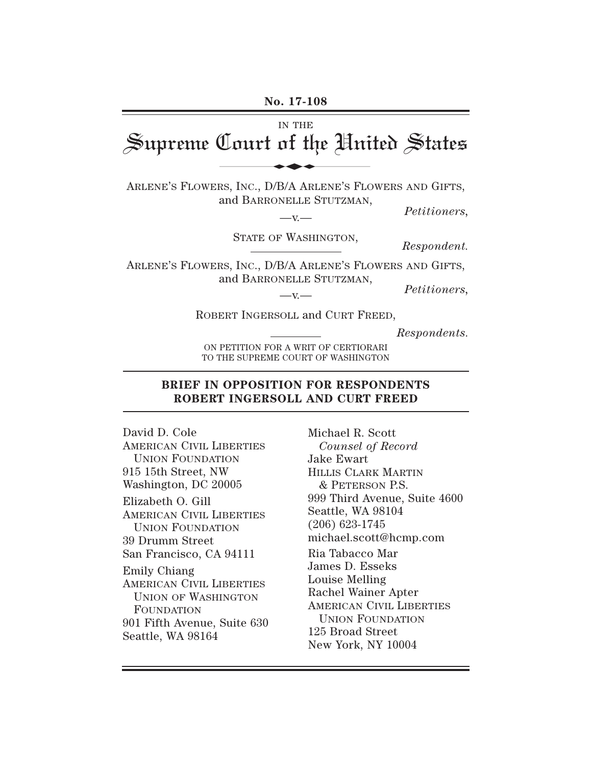**No. 17-108**

IN THE

# Supreme Court of the United States

ARLENE'S FLOWERS, INC., D/B/A ARLENE'S FLOWERS AND GIFTS, and BARRONELLE STUTZMAN,

*Petitioners*,

—v.—

STATE OF WASHINGTON,

*Respondent.*

ARLENE'S FLOWERS, INC., D/B/A ARLENE'S FLOWERS AND GIFTS, and BARRONELLE STUTZMAN,

*Petitioners*,

—v.—

ROBERT INGERSOLL and CURT FREED,

*Respondents.*

ON PETITION FOR A WRIT OF CERTIORARI TO THE SUPREME COURT OF WASHINGTON

## BRIEF IN OPPOSITION FOR RESPONDENTS ROBERT INGERSOLL AND CURT FREED

Michael R. Scott
*Counsel of Record*
Jake Ewart
HILLIS CLARK MARTIN & PETERSON P.S.
999 Third Avenue, Suite 4600
Seattle, WA 98104
(206) 623-1745
michael.scott@hcmp.com

Ria Tabacco Mar
James D. Esseks
Louise Melling
Rachel Wainer Apter
AMERICAN CIVIL LIBERTIES UNION FOUNDATION
125 Broad Street
New York, NY 10004

David D. Cole
AMERICAN CIVIL LIBERTIES UNION FOUNDATION
915 15th Street, NW
Washington, DC 20005

Elizabeth O. Gill
AMERICAN CIVIL LIBERTIES UNION FOUNDATION
39 Drumm Street
San Francisco, CA 94111

Emily Chiang
AMERICAN CIVIL LIBERTIES UNION OF WASHINGTON FOUNDATION
901 Fifth Avenue, Suite 630
Seattle, WA 98164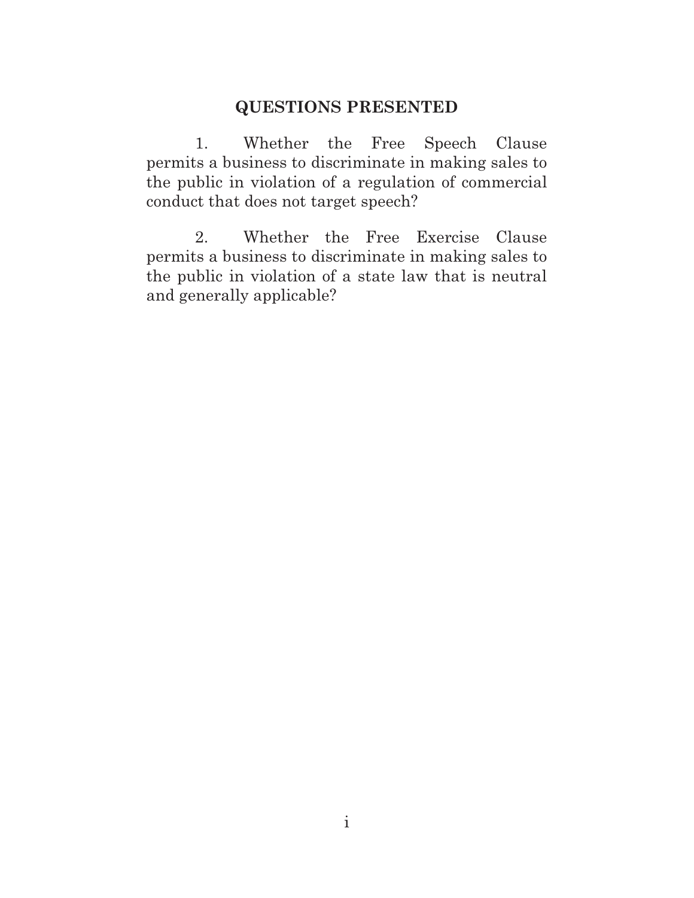## QUESTIONS PRESENTED

1. Whether the Free Speech Clause permits a business to discriminate in making sales to the public in violation of a regulation of commercial conduct that does not target speech?

2. Whether the Free Exercise Clause permits a business to discriminate in making sales to the public in violation of a state law that is neutral and generally applicable?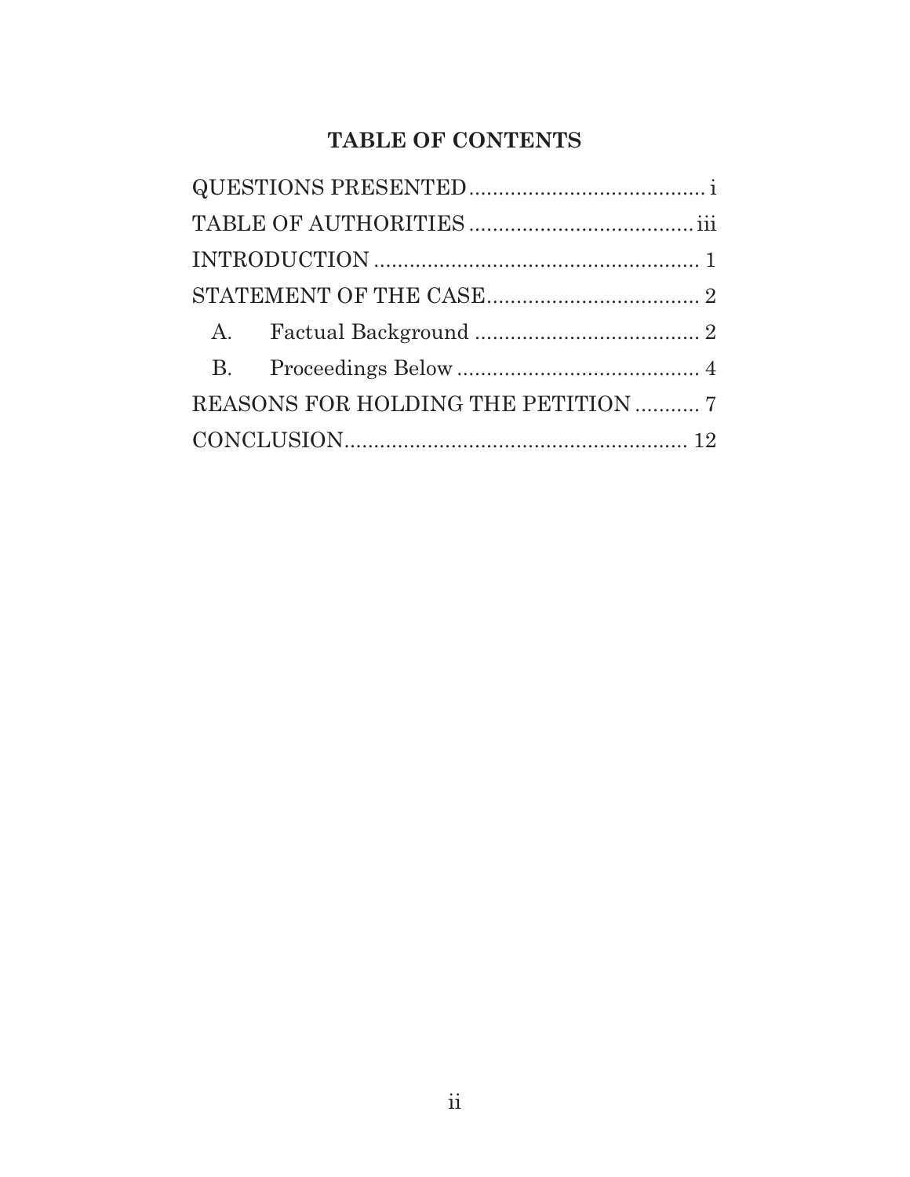## TABLE OF CONTENTS

QUESTIONS PRESENTED ........................................ i

TABLE OF AUTHORITIES ...................................... iii

INTRODUCTION ........................................................ 1

STATEMENT OF THE CASE .................................... 2

- A. Factual Background ...................................... 2
- B. Proceedings Below .......................................... 4

REASONS FOR HOLDING THE PETITION ........... 7

CONCLUSION ........................................................... 12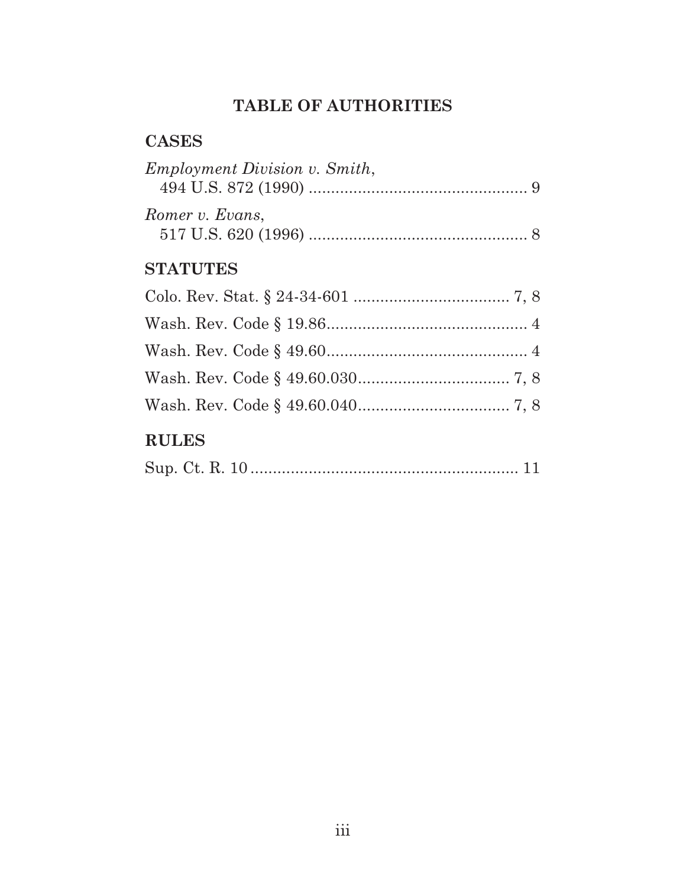# TABLE OF AUTHORITIES

## CASES

*Employment Division v. Smith*,
494 U.S. 872 (1990) .................................................. 9

*Romer v. Evans*,
517 U.S. 620 (1996) .................................................. 8

## STATUTES

Colo. Rev. Stat. § 24-34-601 .................................... 7, 8

Wash. Rev. Code § 19.86............................................. 4

Wash. Rev. Code § 49.60............................................. 4

Wash. Rev. Code § 49.60.030.................................. 7, 8

Wash. Rev. Code § 49.60.040.................................. 7, 8

## RULES

Sup. Ct. R. 10 ............................................................ 11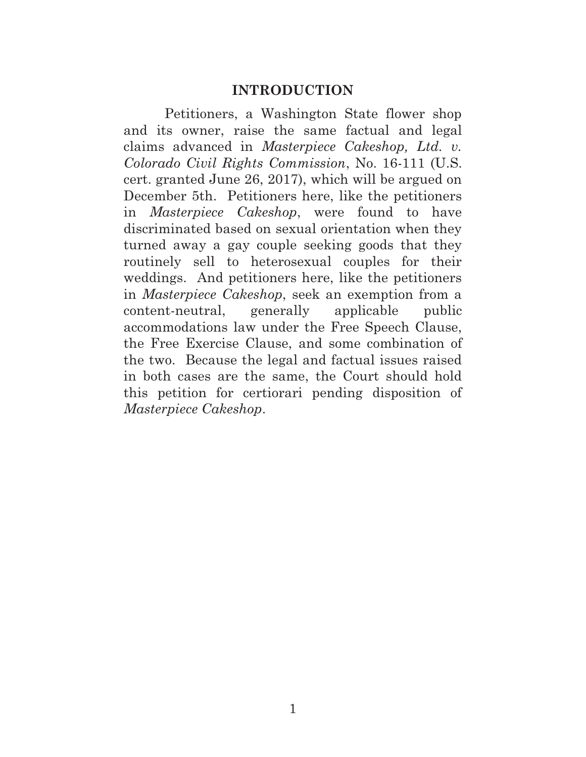## INTRODUCTION

Petitioners, a Washington State flower shop and its owner, raise the same factual and legal claims advanced in *Masterpiece Cakeshop, Ltd. v. Colorado Civil Rights Commission*, No. 16-111 (U.S. cert. granted June 26, 2017), which will be argued on December 5th. Petitioners here, like the petitioners in *Masterpiece Cakeshop*, were found to have discriminated based on sexual orientation when they turned away a gay couple seeking goods that they routinely sell to heterosexual couples for their weddings. And petitioners here, like the petitioners in *Masterpiece Cakeshop*, seek an exemption from a content-neutral, generally applicable public accommodations law under the Free Speech Clause, the Free Exercise Clause, and some combination of the two. Because the legal and factual issues raised in both cases are the same, the Court should hold this petition for certiorari pending disposition of *Masterpiece Cakeshop*.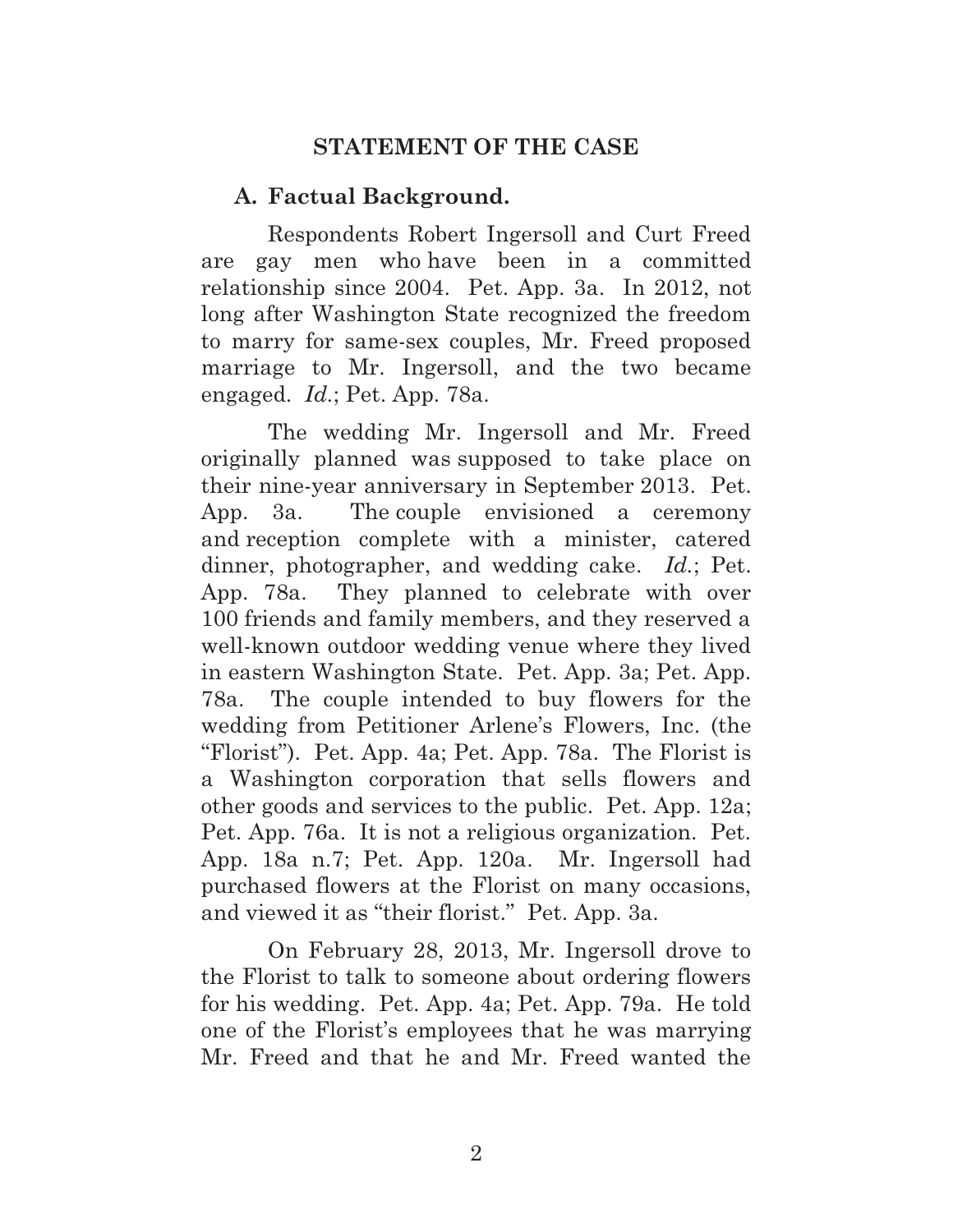## STATEMENT OF THE CASE

### A. Factual Background.

Respondents Robert Ingersoll and Curt Freed are gay men who have been in a committed relationship since 2004. Pet. App. 3a. In 2012, not long after Washington State recognized the freedom to marry for same-sex couples, Mr. Freed proposed marriage to Mr. Ingersoll, and the two became engaged. *Id.*; Pet. App. 78a.

The wedding Mr. Ingersoll and Mr. Freed originally planned was supposed to take place on their nine-year anniversary in September 2013. Pet. App. 3a. The couple envisioned a ceremony and reception complete with a minister, catered dinner, photographer, and wedding cake. *Id.*; Pet. App. 78a. They planned to celebrate with over 100 friends and family members, and they reserved a well-known outdoor wedding venue where they lived in eastern Washington State. Pet. App. 3a; Pet. App. 78a. The couple intended to buy flowers for the wedding from Petitioner Arlene's Flowers, Inc. (the "Florist"). Pet. App. 4a; Pet. App. 78a. The Florist is a Washington corporation that sells flowers and other goods and services to the public. Pet. App. 12a; Pet. App. 76a. It is not a religious organization. Pet. App. 18a n.7; Pet. App. 120a. Mr. Ingersoll had purchased flowers at the Florist on many occasions, and viewed it as "their florist." Pet. App. 3a.

On February 28, 2013, Mr. Ingersoll drove to the Florist to talk to someone about ordering flowers for his wedding. Pet. App. 4a; Pet. App. 79a. He told one of the Florist's employees that he was marrying Mr. Freed and that he and Mr. Freed wanted the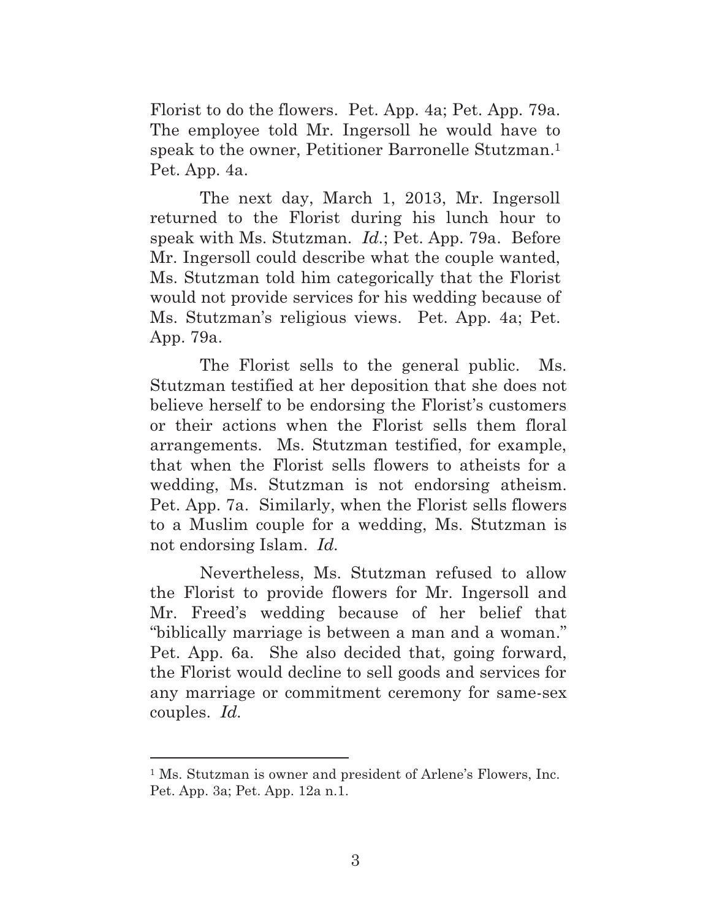Florist to do the flowers. Pet. App. 4a; Pet. App. 79a. The employee told Mr. Ingersoll he would have to speak to the owner, Petitioner Barronelle Stutzman.[1] Pet. App. 4a.

The next day, March 1, 2013, Mr. Ingersoll returned to the Florist during his lunch hour to speak with Ms. Stutzman. *Id.*; Pet. App. 79a. Before Mr. Ingersoll could describe what the couple wanted, Ms. Stutzman told him categorically that the Florist would not provide services for his wedding because of Ms. Stutzman's religious views. Pet. App. 4a; Pet. App. 79a.

The Florist sells to the general public. Ms. Stutzman testified at her deposition that she does not believe herself to be endorsing the Florist's customers or their actions when the Florist sells them floral arrangements. Ms. Stutzman testified, for example, that when the Florist sells flowers to atheists for a wedding, Ms. Stutzman is not endorsing atheism. Pet. App. 7a. Similarly, when the Florist sells flowers to a Muslim couple for a wedding, Ms. Stutzman is not endorsing Islam. *Id.*

Nevertheless, Ms. Stutzman refused to allow the Florist to provide flowers for Mr. Ingersoll and Mr. Freed's wedding because of her belief that "biblically marriage is between a man and a woman." Pet. App. 6a. She also decided that, going forward, the Florist would decline to sell goods and services for any marriage or commitment ceremony for same-sex couples. *Id.*

---

[1] Ms. Stutzman is owner and president of Arlene's Flowers, Inc. Pet. App. 3a; Pet. App. 12a n.1.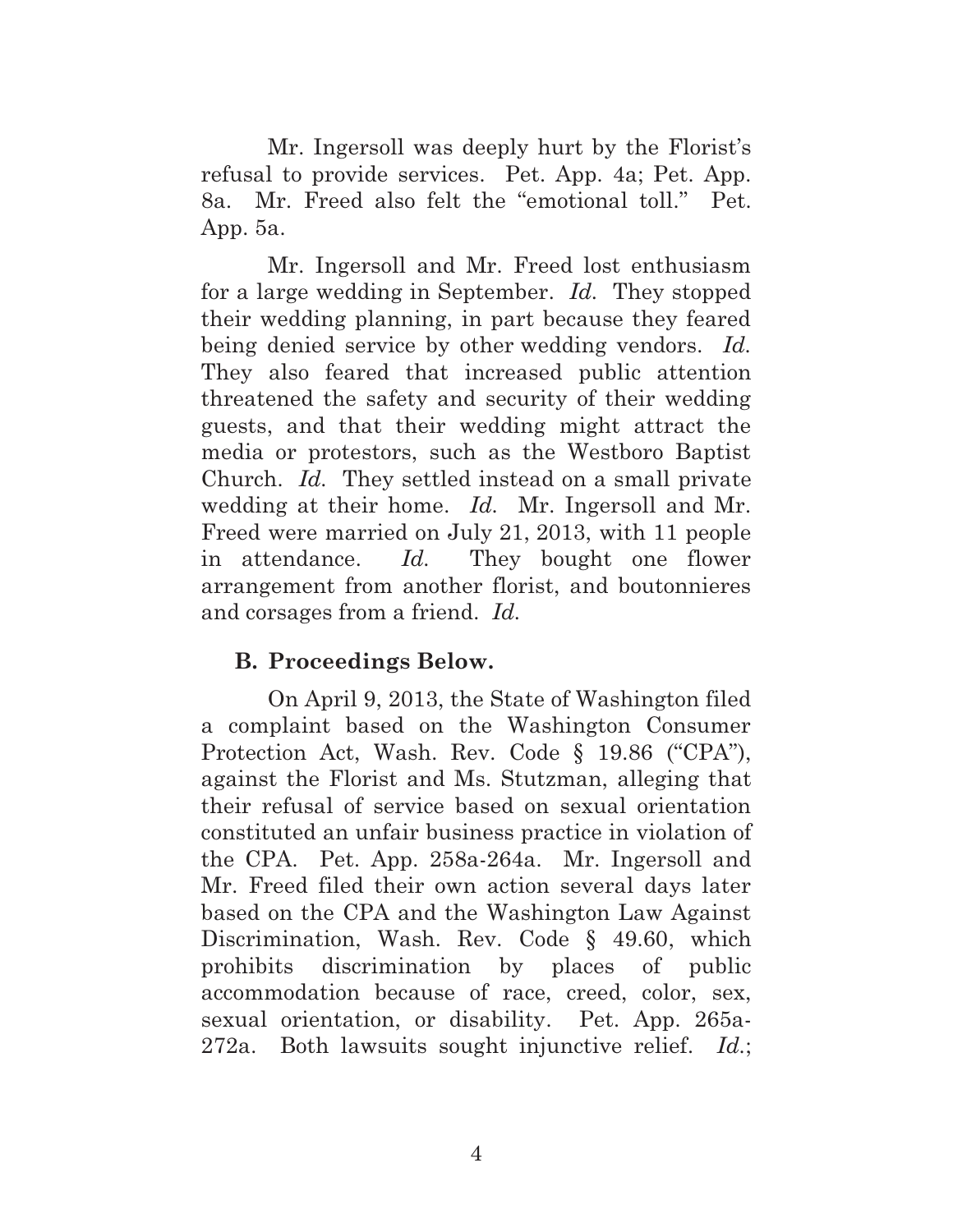Mr. Ingersoll was deeply hurt by the Florist's refusal to provide services. Pet. App. 4a; Pet. App. 8a. Mr. Freed also felt the "emotional toll." Pet. App. 5a.

Mr. Ingersoll and Mr. Freed lost enthusiasm for a large wedding in September. *Id.* They stopped their wedding planning, in part because they feared being denied service by other wedding vendors. *Id.* They also feared that increased public attention threatened the safety and security of their wedding guests, and that their wedding might attract the media or protestors, such as the Westboro Baptist Church. *Id.* They settled instead on a small private wedding at their home. *Id.* Mr. Ingersoll and Mr. Freed were married on July 21, 2013, with 11 people in attendance. *Id.* They bought one flower arrangement from another florist, and boutonnieres and corsages from a friend. *Id.*

### B. Proceedings Below.

On April 9, 2013, the State of Washington filed a complaint based on the Washington Consumer Protection Act, Wash. Rev. Code § 19.86 ("CPA"), against the Florist and Ms. Stutzman, alleging that their refusal of service based on sexual orientation constituted an unfair business practice in violation of the CPA. Pet. App. 258a-264a. Mr. Ingersoll and Mr. Freed filed their own action several days later based on the CPA and the Washington Law Against Discrimination, Wash. Rev. Code § 49.60, which prohibits discrimination by places of public accommodation because of race, creed, color, sex, sexual orientation, or disability. Pet. App. 265a-272a. Both lawsuits sought injunctive relief. *Id.*;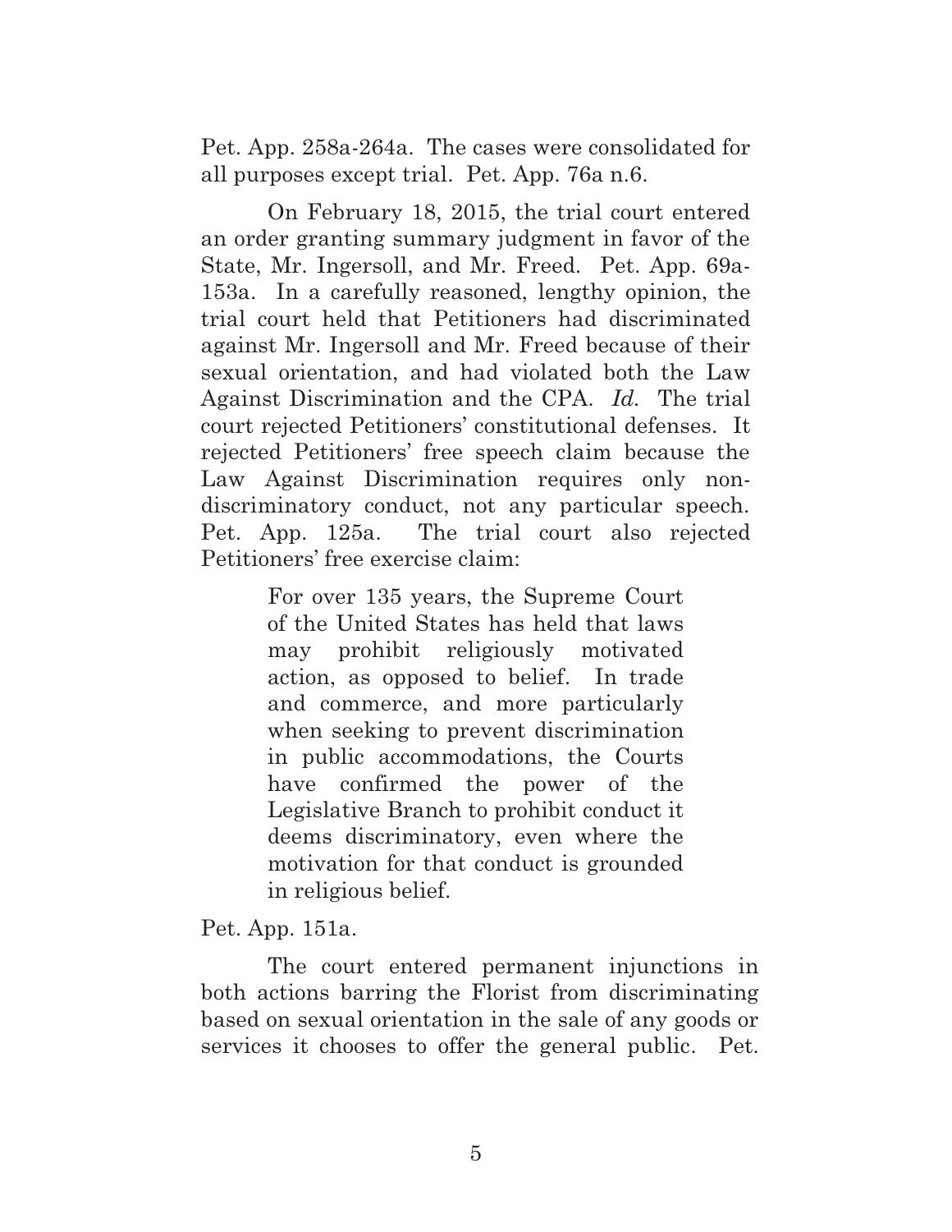Pet. App. 258a-264a. The cases were consolidated for all purposes except trial. Pet. App. 76a n.6.

On February 18, 2015, the trial court entered an order granting summary judgment in favor of the State, Mr. Ingersoll, and Mr. Freed. Pet. App. 69a-153a. In a carefully reasoned, lengthy opinion, the trial court held that Petitioners had discriminated against Mr. Ingersoll and Mr. Freed because of their sexual orientation, and had violated both the Law Against Discrimination and the CPA. *Id.* The trial court rejected Petitioners' constitutional defenses. It rejected Petitioners' free speech claim because the Law Against Discrimination requires only non-discriminatory conduct, not any particular speech. Pet. App. 125a. The trial court also rejected Petitioners' free exercise claim:

> For over 135 years, the Supreme Court of the United States has held that laws may prohibit religiously motivated action, as opposed to belief. In trade and commerce, and more particularly when seeking to prevent discrimination in public accommodations, the Courts have confirmed the power of the Legislative Branch to prohibit conduct it deems discriminatory, even where the motivation for that conduct is grounded in religious belief.

Pet. App. 151a.

The court entered permanent injunctions in both actions barring the Florist from discriminating based on sexual orientation in the sale of any goods or services it chooses to offer the general public. Pet.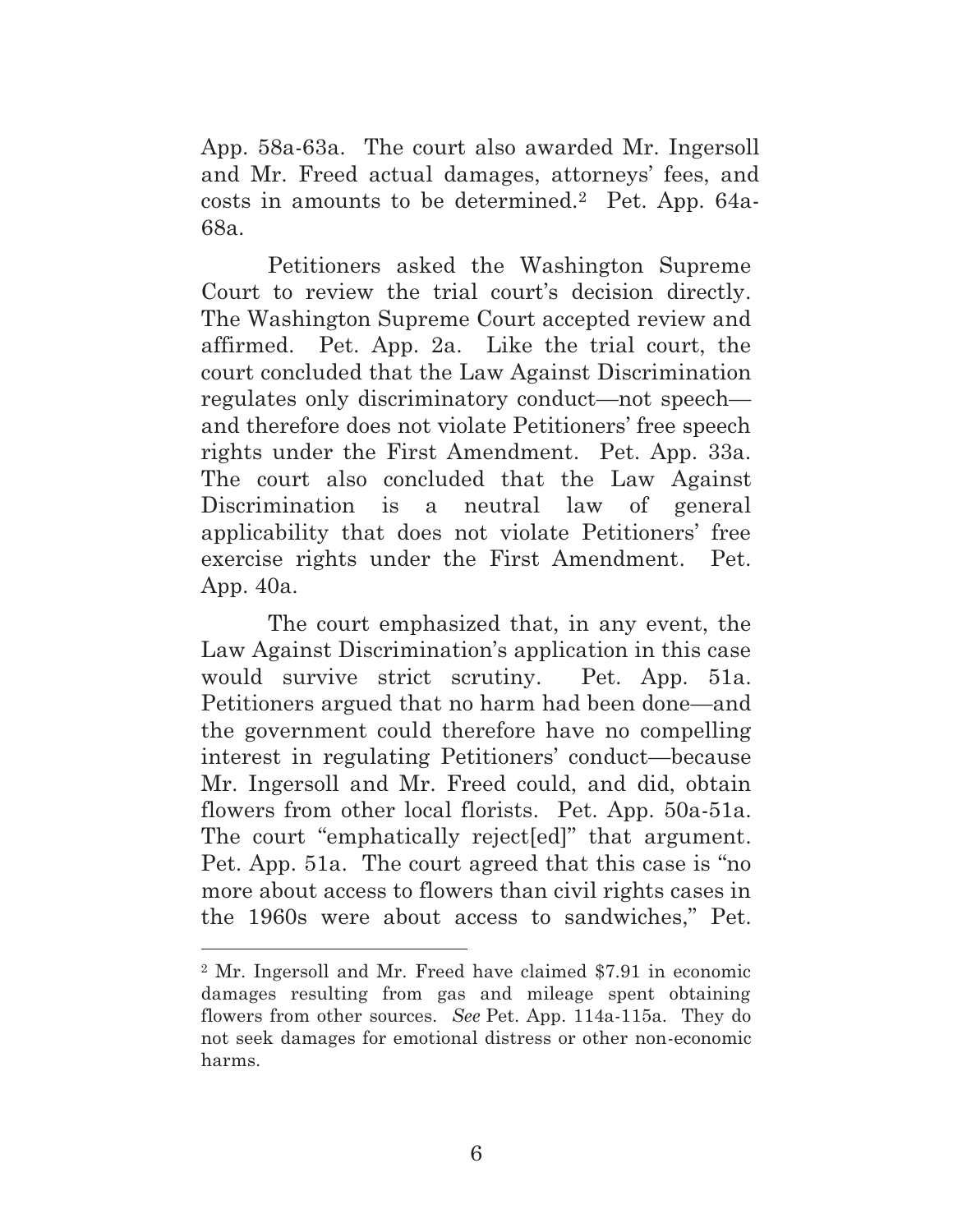App. 58a-63a. The court also awarded Mr. Ingersoll and Mr. Freed actual damages, attorneys' fees, and costs in amounts to be determined.[2] Pet. App. 64a-68a.

Petitioners asked the Washington Supreme Court to review the trial court's decision directly. The Washington Supreme Court accepted review and affirmed. Pet. App. 2a. Like the trial court, the court concluded that the Law Against Discrimination regulates only discriminatory conduct—not speech—and therefore does not violate Petitioners' free speech rights under the First Amendment. Pet. App. 33a. The court also concluded that the Law Against Discrimination is a neutral law of general applicability that does not violate Petitioners' free exercise rights under the First Amendment. Pet. App. 40a.

The court emphasized that, in any event, the Law Against Discrimination's application in this case would survive strict scrutiny. Pet. App. 51a. Petitioners argued that no harm had been done—and the government could therefore have no compelling interest in regulating Petitioners' conduct—because Mr. Ingersoll and Mr. Freed could, and did, obtain flowers from other local florists. Pet. App. 50a-51a. The court "emphatically reject[ed]" that argument. Pet. App. 51a. The court agreed that this case is "no more about access to flowers than civil rights cases in the 1960s were about access to sandwiches," Pet.

[2] Mr. Ingersoll and Mr. Freed have claimed $7.91 in economic damages resulting from gas and mileage spent obtaining flowers from other sources. *See* Pet. App. 114a-115a. They do not seek damages for emotional distress or other non-economic harms.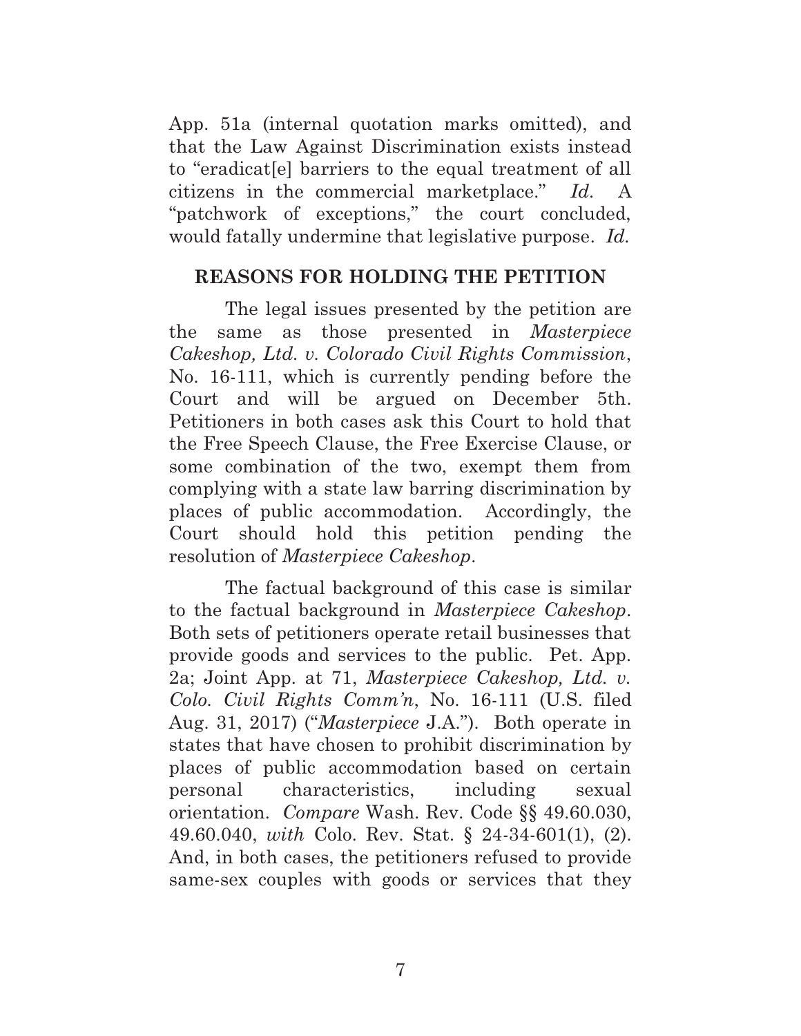App. 51a (internal quotation marks omitted), and that the Law Against Discrimination exists instead to "eradicat[e] barriers to the equal treatment of all citizens in the commercial marketplace." *Id.* A "patchwork of exceptions," the court concluded, would fatally undermine that legislative purpose. *Id.*

## REASONS FOR HOLDING THE PETITION

The legal issues presented by the petition are the same as those presented in *Masterpiece Cakeshop, Ltd. v. Colorado Civil Rights Commission*, No. 16-111, which is currently pending before the Court and will be argued on December 5th. Petitioners in both cases ask this Court to hold that the Free Speech Clause, the Free Exercise Clause, or some combination of the two, exempt them from complying with a state law barring discrimination by places of public accommodation. Accordingly, the Court should hold this petition pending the resolution of *Masterpiece Cakeshop*.

The factual background of this case is similar to the factual background in *Masterpiece Cakeshop*. Both sets of petitioners operate retail businesses that provide goods and services to the public. Pet. App. 2a; Joint App. at 71, *Masterpiece Cakeshop, Ltd. v. Colo. Civil Rights Comm'n*, No. 16-111 (U.S. filed Aug. 31, 2017) ("*Masterpiece* J.A."). Both operate in states that have chosen to prohibit discrimination by places of public accommodation based on certain personal characteristics, including sexual orientation. *Compare* Wash. Rev. Code §§ 49.60.030, 49.60.040, *with* Colo. Rev. Stat. § 24-34-601(1), (2). And, in both cases, the petitioners refused to provide same-sex couples with goods or services that they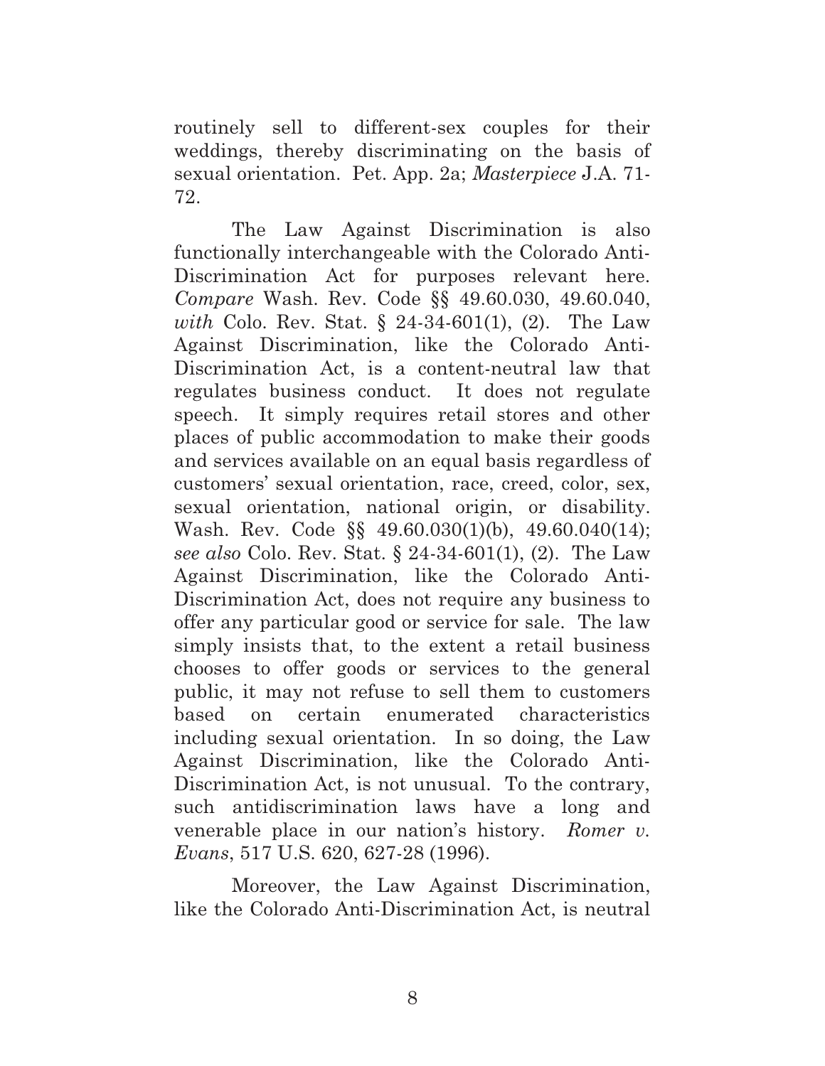routinely sell to different-sex couples for their weddings, thereby discriminating on the basis of sexual orientation. Pet. App. 2a; *Masterpiece* J.A. 71-72.

The Law Against Discrimination is also functionally interchangeable with the Colorado Anti-Discrimination Act for purposes relevant here. *Compare* Wash. Rev. Code §§ 49.60.030, 49.60.040, *with* Colo. Rev. Stat. § 24-34-601(1), (2). The Law Against Discrimination, like the Colorado Anti-Discrimination Act, is a content-neutral law that regulates business conduct. It does not regulate speech. It simply requires retail stores and other places of public accommodation to make their goods and services available on an equal basis regardless of customers' sexual orientation, race, creed, color, sex, sexual orientation, national origin, or disability. Wash. Rev. Code §§ 49.60.030(1)(b), 49.60.040(14); *see also* Colo. Rev. Stat. § 24-34-601(1), (2). The Law Against Discrimination, like the Colorado Anti-Discrimination Act, does not require any business to offer any particular good or service for sale. The law simply insists that, to the extent a retail business chooses to offer goods or services to the general public, it may not refuse to sell them to customers based on certain enumerated characteristics including sexual orientation. In so doing, the Law Against Discrimination, like the Colorado Anti-Discrimination Act, is not unusual. To the contrary, such antidiscrimination laws have a long and venerable place in our nation's history. *Romer v. Evans*, 517 U.S. 620, 627-28 (1996).

Moreover, the Law Against Discrimination, like the Colorado Anti-Discrimination Act, is neutral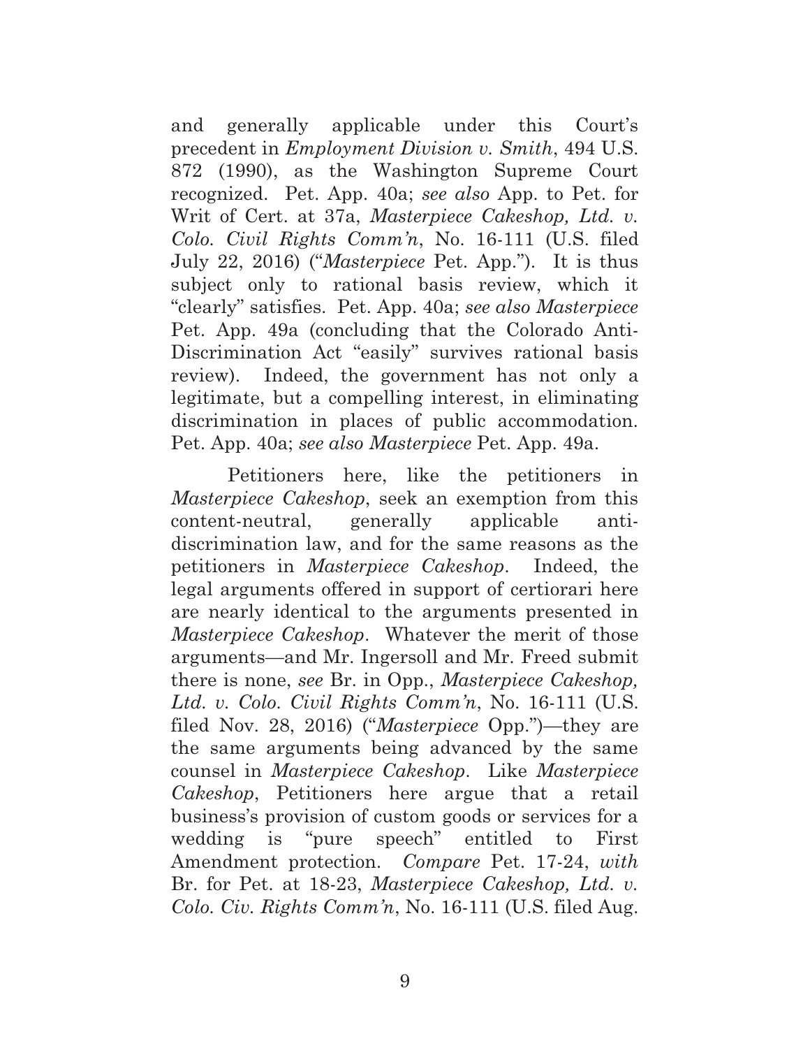and generally applicable under this Court's precedent in *Employment Division v. Smith*, 494 U.S. 872 (1990), as the Washington Supreme Court recognized. Pet. App. 40a; *see also* App. to Pet. for Writ of Cert. at 37a, *Masterpiece Cakeshop, Ltd. v. Colo. Civil Rights Comm'n*, No. 16-111 (U.S. filed July 22, 2016) ("*Masterpiece* Pet. App."). It is thus subject only to rational basis review, which it "clearly" satisfies. Pet. App. 40a; *see also Masterpiece* Pet. App. 49a (concluding that the Colorado Anti-Discrimination Act "easily" survives rational basis review). Indeed, the government has not only a legitimate, but a compelling interest, in eliminating discrimination in places of public accommodation. Pet. App. 40a; *see also Masterpiece* Pet. App. 49a.

Petitioners here, like the petitioners in *Masterpiece Cakeshop*, seek an exemption from this content-neutral, generally applicable anti-discrimination law, and for the same reasons as the petitioners in *Masterpiece Cakeshop*. Indeed, the legal arguments offered in support of certiorari here are nearly identical to the arguments presented in *Masterpiece Cakeshop*. Whatever the merit of those arguments—and Mr. Ingersoll and Mr. Freed submit there is none, *see* Br. in Opp., *Masterpiece Cakeshop, Ltd. v. Colo. Civil Rights Comm'n*, No. 16-111 (U.S. filed Nov. 28, 2016) ("*Masterpiece* Opp.")—they are the same arguments being advanced by the same counsel in *Masterpiece Cakeshop*. Like *Masterpiece Cakeshop*, Petitioners here argue that a retail business's provision of custom goods or services for a wedding is "pure speech" entitled to First Amendment protection. *Compare* Pet. 17-24, *with* Br. for Pet. at 18-23, *Masterpiece Cakeshop, Ltd. v. Colo. Civ. Rights Comm'n*, No. 16-111 (U.S. filed Aug.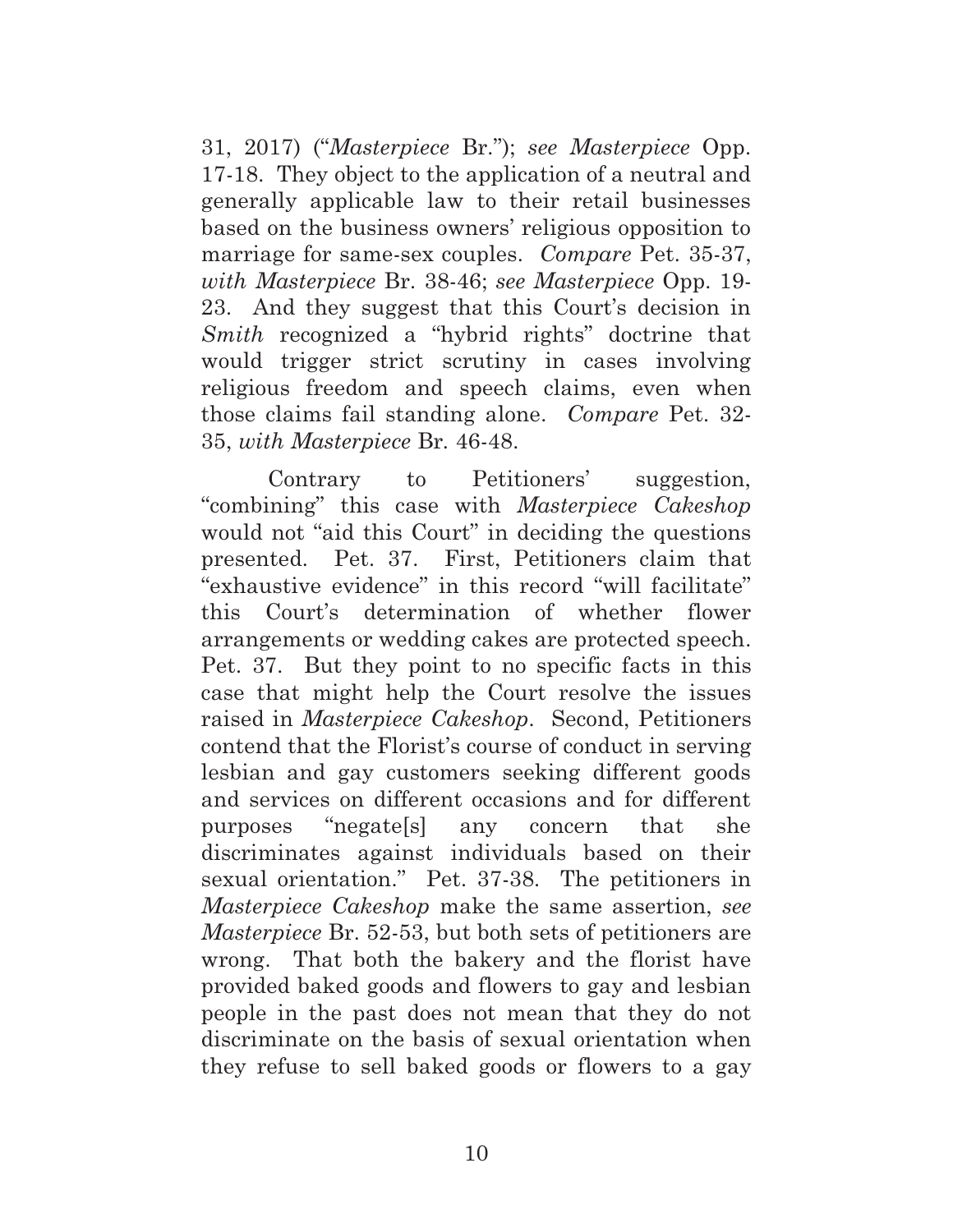31, 2017) ("*Masterpiece* Br."); *see Masterpiece* Opp. 17-18. They object to the application of a neutral and generally applicable law to their retail businesses based on the business owners' religious opposition to marriage for same-sex couples. *Compare* Pet. 35-37, *with Masterpiece* Br. 38-46; *see Masterpiece* Opp. 19-23. And they suggest that this Court's decision in *Smith* recognized a "hybrid rights" doctrine that would trigger strict scrutiny in cases involving religious freedom and speech claims, even when those claims fail standing alone. *Compare* Pet. 32-35, *with Masterpiece* Br. 46-48.

Contrary to Petitioners' suggestion, "combining" this case with *Masterpiece Cakeshop* would not "aid this Court" in deciding the questions presented. Pet. 37. First, Petitioners claim that "exhaustive evidence" in this record "will facilitate" this Court's determination of whether flower arrangements or wedding cakes are protected speech. Pet. 37. But they point to no specific facts in this case that might help the Court resolve the issues raised in *Masterpiece Cakeshop*. Second, Petitioners contend that the Florist's course of conduct in serving lesbian and gay customers seeking different goods and services on different occasions and for different purposes "negate[s] any concern that she discriminates against individuals based on their sexual orientation." Pet. 37-38. The petitioners in *Masterpiece Cakeshop* make the same assertion, *see Masterpiece* Br. 52-53, but both sets of petitioners are wrong. That both the bakery and the florist have provided baked goods and flowers to gay and lesbian people in the past does not mean that they do not discriminate on the basis of sexual orientation when they refuse to sell baked goods or flowers to a gay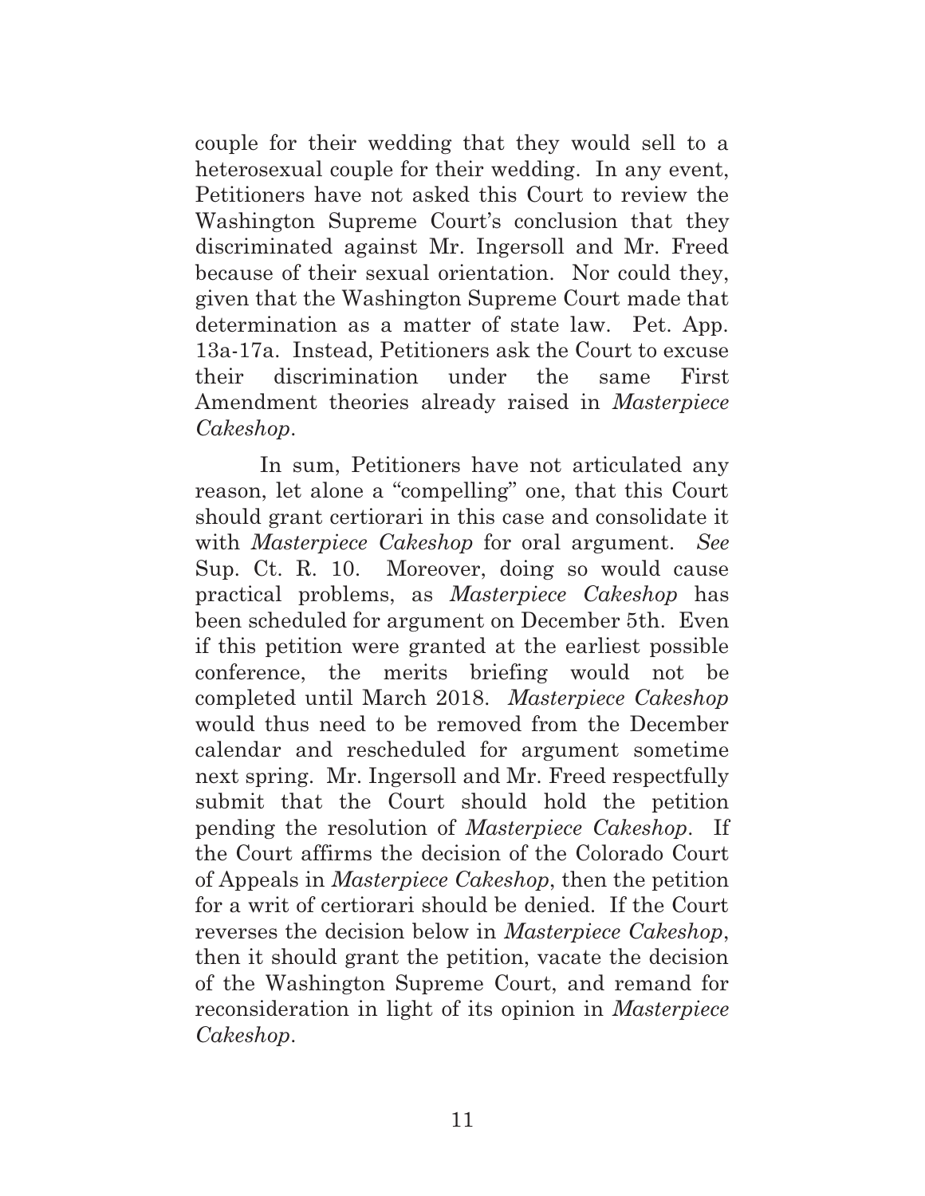couple for their wedding that they would sell to a heterosexual couple for their wedding. In any event, Petitioners have not asked this Court to review the Washington Supreme Court's conclusion that they discriminated against Mr. Ingersoll and Mr. Freed because of their sexual orientation. Nor could they, given that the Washington Supreme Court made that determination as a matter of state law. Pet. App. 13a-17a. Instead, Petitioners ask the Court to excuse their discrimination under the same First Amendment theories already raised in *Masterpiece Cakeshop*.

In sum, Petitioners have not articulated any reason, let alone a "compelling" one, that this Court should grant certiorari in this case and consolidate it with *Masterpiece Cakeshop* for oral argument. *See* Sup. Ct. R. 10. Moreover, doing so would cause practical problems, as *Masterpiece Cakeshop* has been scheduled for argument on December 5th. Even if this petition were granted at the earliest possible conference, the merits briefing would not be completed until March 2018. *Masterpiece Cakeshop* would thus need to be removed from the December calendar and rescheduled for argument sometime next spring. Mr. Ingersoll and Mr. Freed respectfully submit that the Court should hold the petition pending the resolution of *Masterpiece Cakeshop*. If the Court affirms the decision of the Colorado Court of Appeals in *Masterpiece Cakeshop*, then the petition for a writ of certiorari should be denied. If the Court reverses the decision below in *Masterpiece Cakeshop*, then it should grant the petition, vacate the decision of the Washington Supreme Court, and remand for reconsideration in light of its opinion in *Masterpiece Cakeshop*.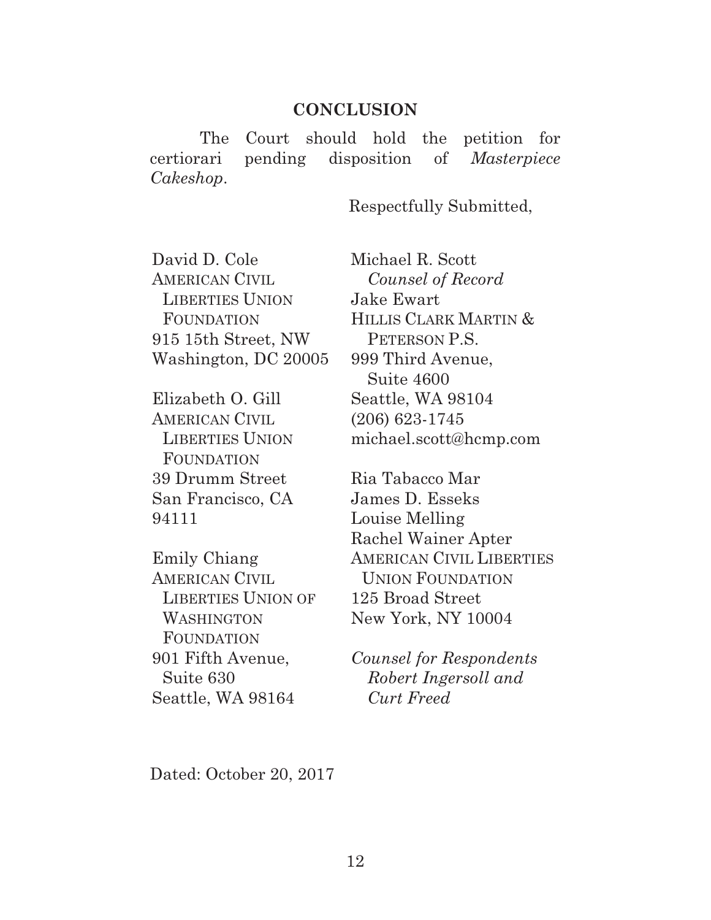## CONCLUSION

The Court should hold the petition for certiorari pending disposition of *Masterpiece Cakeshop*.

Respectfully Submitted,

Michael R. Scott
*Counsel of Record*
Jake Ewart
HILLIS CLARK MARTIN & PETERSON P.S.
999 Third Avenue, Suite 4600
Seattle, WA 98104
(206) 623-1745
michael.scott@hcmp.com

Ria Tabacco Mar
James D. Esseks
Louise Melling
Rachel Wainer Apter
AMERICAN CIVIL LIBERTIES UNION FOUNDATION
125 Broad Street
New York, NY 10004

David D. Cole
AMERICAN CIVIL LIBERTIES UNION FOUNDATION
915 15th Street, NW
Washington, DC 20005

Elizabeth O. Gill
AMERICAN CIVIL LIBERTIES UNION FOUNDATION
39 Drumm Street
San Francisco, CA 94111

Emily Chiang
AMERICAN CIVIL LIBERTIES UNION OF WASHINGTON FOUNDATION
901 Fifth Avenue, Suite 630
Seattle, WA 98164

*Counsel for Respondents Robert Ingersoll and Curt Freed*

Dated: October 20, 2017